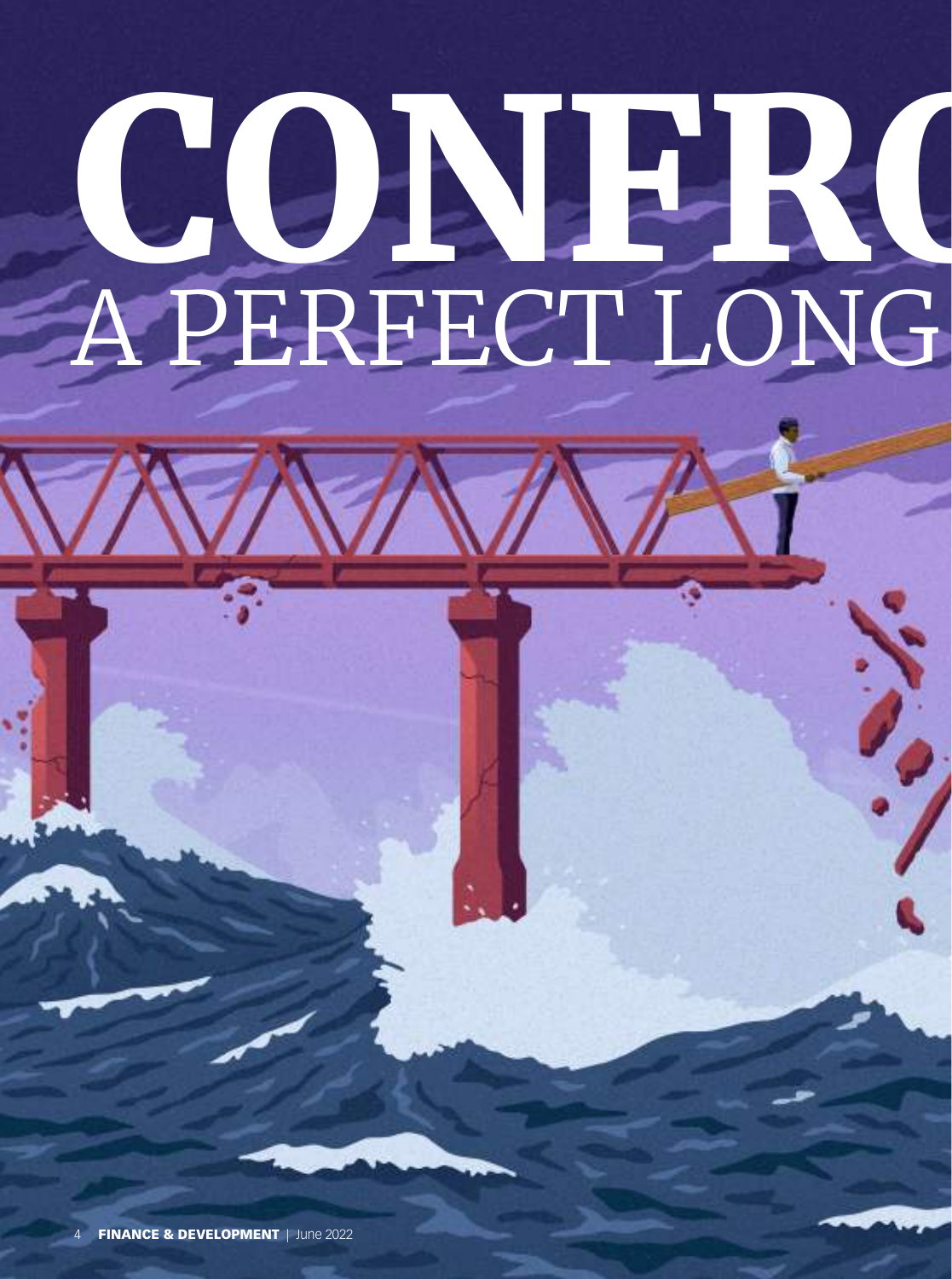# CONFRO

## A PERFECT LONG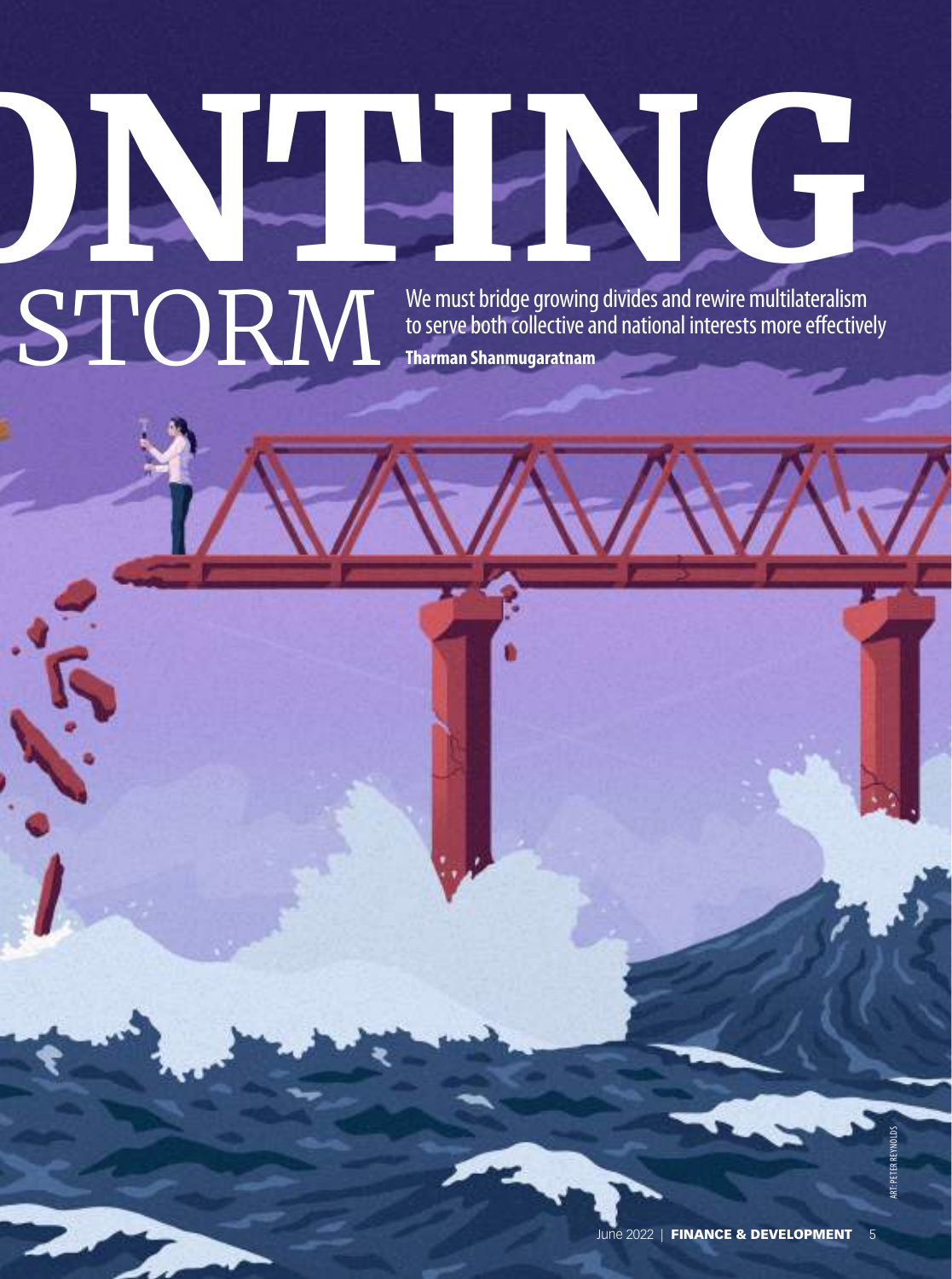# ONTING STORM

We must bridge growing divides and rewire multilateralism to serve both collective and national interests more effectively

**Tharman Shanmugaratnam**

ART: PETER REYNOLDS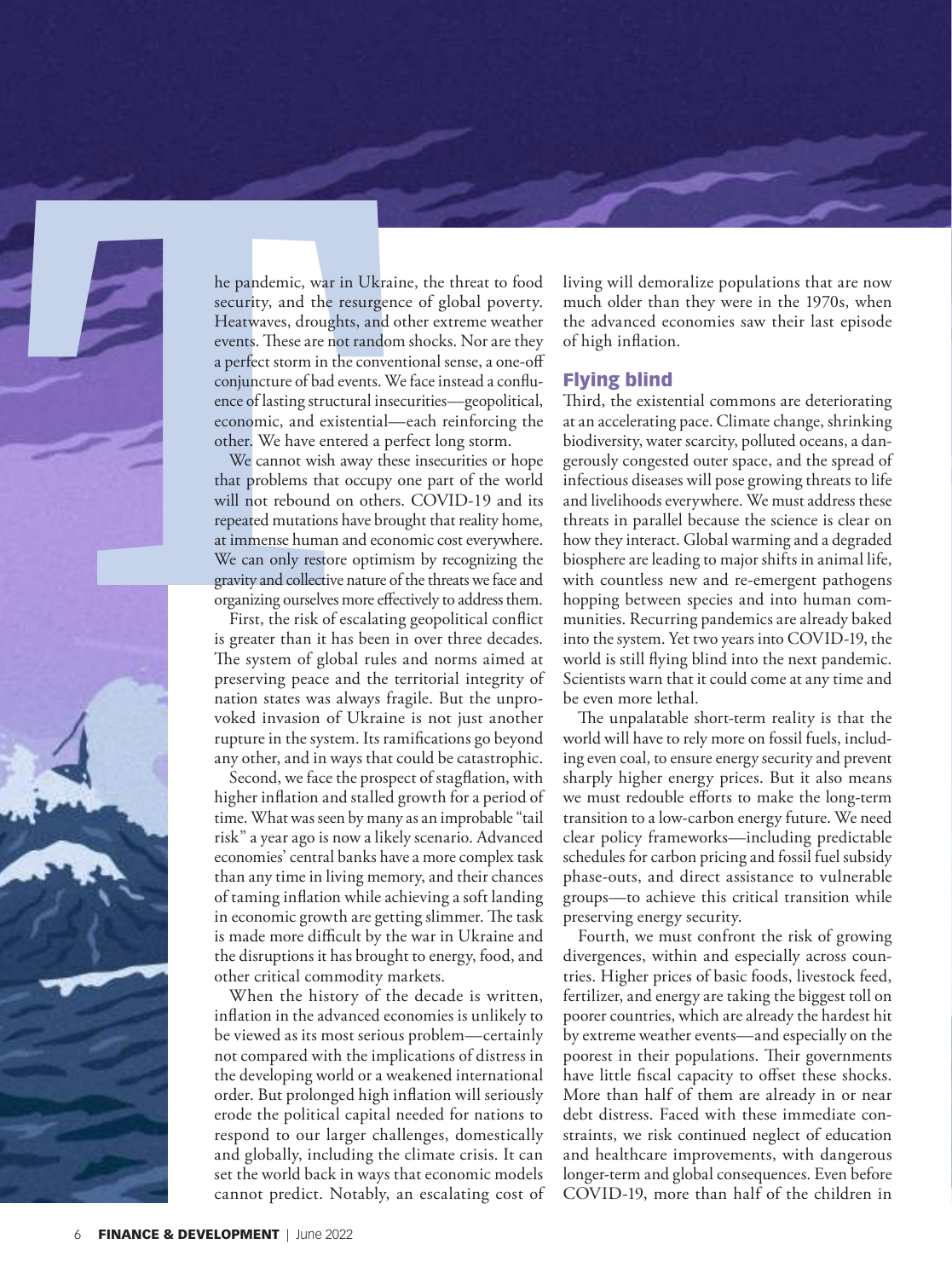The pandemic, war in Ukraine, the threat to food security, and the resurgence of global poverty. Heatwaves, droughts, and other extreme weather events. These are not random shocks. Nor are they a perfect storm in the conventional sense, a one-off conjuncture of bad events. We face instead a confluence of lasting structural insecurities—geopolitical, economic, and existential—each reinforcing the other. We have entered a perfect long storm.

We cannot wish away these insecurities or hope that problems that occupy one part of the world will not rebound on others. COVID-19 and its repeated mutations have brought that reality home, at immense human and economic cost everywhere. We can only restore optimism by recognizing the gravity and collective nature of the threats we face and organizing ourselves more effectively to address them.

First, the risk of escalating geopolitical conflict is greater than it has been in over three decades. The system of global rules and norms aimed at preserving peace and the territorial integrity of nation states was always fragile. But the unprovoked invasion of Ukraine is not just another rupture in the system. Its ramifications go beyond any other, and in ways that could be catastrophic.

Second, we face the prospect of stagflation, with higher inflation and stalled growth for a period of time. What was seen by many as an improbable "tail risk" a year ago is now a likely scenario. Advanced economies' central banks have a more complex task than any time in living memory, and their chances of taming inflation while achieving a soft landing in economic growth are getting slimmer. The task is made more difficult by the war in Ukraine and the disruptions it has brought to energy, food, and other critical commodity markets.

When the history of the decade is written, inflation in the advanced economies is unlikely to be viewed as its most serious problem—certainly not compared with the implications of distress in the developing world or a weakened international order. But prolonged high inflation will seriously erode the political capital needed for nations to respond to our larger challenges, domestically and globally, including the climate crisis. It can set the world back in ways that economic models cannot predict. Notably, an escalating cost of living will demoralize populations that are now much older than they were in the 1970s, when the advanced economies saw their last episode of high inflation.

## Flying blind

Third, the existential commons are deteriorating at an accelerating pace. Climate change, shrinking biodiversity, water scarcity, polluted oceans, a dangerously congested outer space, and the spread of infectious diseases will pose growing threats to life and livelihoods everywhere. We must address these threats in parallel because the science is clear on how they interact. Global warming and a degraded biosphere are leading to major shifts in animal life, with countless new and re-emergent pathogens hopping between species and into human communities. Recurring pandemics are already baked into the system. Yet two years into COVID-19, the world is still flying blind into the next pandemic. Scientists warn that it could come at any time and be even more lethal.

The unpalatable short-term reality is that the world will have to rely more on fossil fuels, including even coal, to ensure energy security and prevent sharply higher energy prices. But it also means we must redouble efforts to make the long-term transition to a low-carbon energy future. We need clear policy frameworks—including predictable schedules for carbon pricing and fossil fuel subsidy phase-outs, and direct assistance to vulnerable groups—to achieve this critical transition while preserving energy security.

Fourth, we must confront the risk of growing divergences, within and especially across countries. Higher prices of basic foods, livestock feed, fertilizer, and energy are taking the biggest toll on poorer countries, which are already the hardest hit by extreme weather events—and especially on the poorest in their populations. Their governments have little fiscal capacity to offset these shocks. More than half of them are already in or near debt distress. Faced with these immediate constraints, we risk continued neglect of education and healthcare improvements, with dangerous longer-term and global consequences. Even before COVID-19, more than half of the children in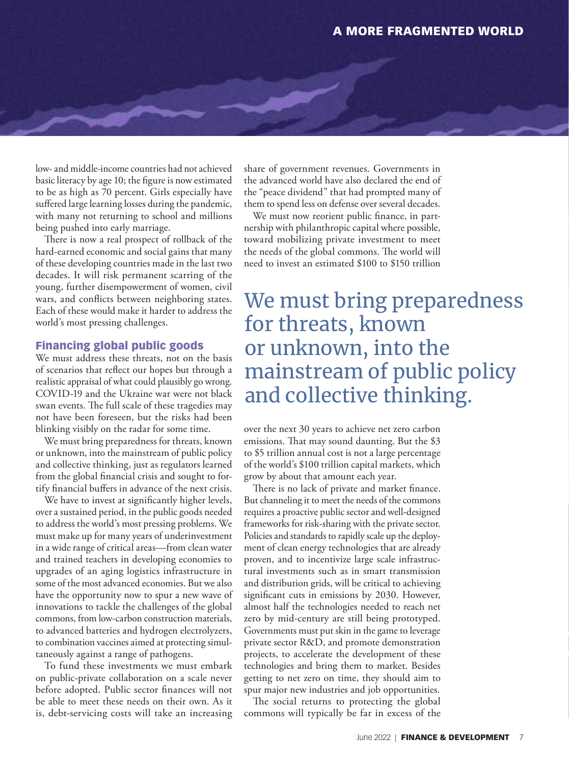low- and middle-income countries had not achieved basic literacy by age 10; the figure is now estimated to be as high as 70 percent. Girls especially have suffered large learning losses during the pandemic, with many not returning to school and millions being pushed into early marriage.

There is now a real prospect of rollback of the hard-earned economic and social gains that many of these developing countries made in the last two decades. It will risk permanent scarring of the young, further disempowerment of women, civil wars, and conflicts between neighboring states. Each of these would make it harder to address the world's most pressing challenges.

## Financing global public goods

We must address these threats, not on the basis of scenarios that reflect our hopes but through a realistic appraisal of what could plausibly go wrong. COVID-19 and the Ukraine war were not black swan events. The full scale of these tragedies may not have been foreseen, but the risks had been blinking visibly on the radar for some time.

We must bring preparedness for threats, known or unknown, into the mainstream of public policy and collective thinking, just as regulators learned from the global financial crisis and sought to fortify financial buffers in advance of the next crisis.

We have to invest at significantly higher levels, over a sustained period, in the public goods needed to address the world's most pressing problems. We must make up for many years of underinvestment in a wide range of critical areas—from clean water and trained teachers in developing economies to upgrades of an aging logistics infrastructure in some of the most advanced economies. But we also have the opportunity now to spur a new wave of innovations to tackle the challenges of the global commons, from low-carbon construction materials, to advanced batteries and hydrogen electrolyzers, to combination vaccines aimed at protecting simultaneously against a range of pathogens.

To fund these investments we must embark on public-private collaboration on a scale never before adopted. Public sector finances will not be able to meet these needs on their own. As it is, debt-servicing costs will take an increasing share of government revenues. Governments in the advanced world have also declared the end of the "peace dividend" that had prompted many of them to spend less on defense over several decades.

We must now reorient public finance, in partnership with philanthropic capital where possible, toward mobilizing private investment to meet the needs of the global commons. The world will need to invest an estimated \$100 to \$150 trillion over the next 30 years to achieve net zero carbon emissions. That may sound daunting. But the \$3 to \$5 trillion annual cost is not a large percentage of the world's \$100 trillion capital markets, which grow by about that amount each year.

> We must bring preparedness for threats, known or unknown, into the mainstream of public policy and collective thinking.

There is no lack of private and market finance. But channeling it to meet the needs of the commons requires a proactive public sector and well-designed frameworks for risk-sharing with the private sector. Policies and standards to rapidly scale up the deployment of clean energy technologies that are already proven, and to incentivize large scale infrastructural investments such as in smart transmission and distribution grids, will be critical to achieving significant cuts in emissions by 2030. However, almost half the technologies needed to reach net zero by mid-century are still being prototyped. Governments must put skin in the game to leverage private sector R&D, and promote demonstration projects, to accelerate the development of these technologies and bring them to market. Besides getting to net zero on time, they should aim to spur major new industries and job opportunities.

The social returns to protecting the global commons will typically be far in excess of the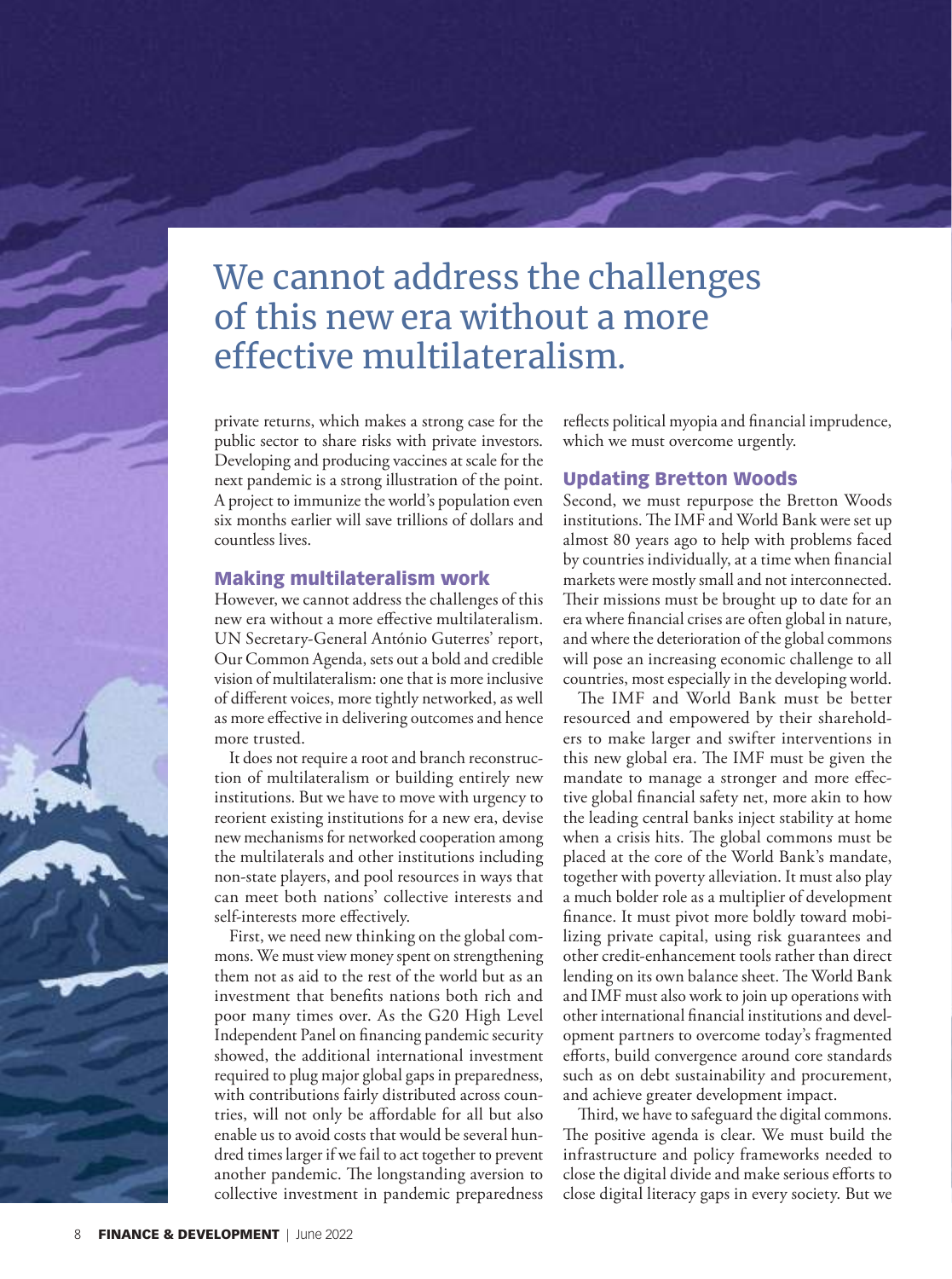> We cannot address the challenges of this new era without a more effective multilateralism.

private returns, which makes a strong case for the public sector to share risks with private investors. Developing and producing vaccines at scale for the next pandemic is a strong illustration of the point. A project to immunize the world's population even six months earlier will save trillions of dollars and countless lives.

## Making multilateralism work

However, we cannot address the challenges of this new era without a more effective multilateralism. UN Secretary-General António Guterres' report, Our Common Agenda, sets out a bold and credible vision of multilateralism: one that is more inclusive of different voices, more tightly networked, as well as more effective in delivering outcomes and hence more trusted.

It does not require a root and branch reconstruction of multilateralism or building entirely new institutions. But we have to move with urgency to reorient existing institutions for a new era, devise new mechanisms for networked cooperation among the multilaterals and other institutions including non-state players, and pool resources in ways that can meet both nations' collective interests and self-interests more effectively.

First, we need new thinking on the global commons. We must view money spent on strengthening them not as aid to the rest of the world but as an investment that benefits nations both rich and poor many times over. As the G20 High Level Independent Panel on financing pandemic security showed, the additional international investment required to plug major global gaps in preparedness, with contributions fairly distributed across countries, will not only be affordable for all but also enable us to avoid costs that would be several hundred times larger if we fail to act together to prevent another pandemic. The longstanding aversion to collective investment in pandemic preparedness reflects political myopia and financial imprudence, which we must overcome urgently.

## Updating Bretton Woods

Second, we must repurpose the Bretton Woods institutions. The IMF and World Bank were set up almost 80 years ago to help with problems faced by countries individually, at a time when financial markets were mostly small and not interconnected. Their missions must be brought up to date for an era where financial crises are often global in nature, and where the deterioration of the global commons will pose an increasing economic challenge to all countries, most especially in the developing world.

The IMF and World Bank must be better resourced and empowered by their shareholders to make larger and swifter interventions in this new global era. The IMF must be given the mandate to manage a stronger and more effective global financial safety net, more akin to how the leading central banks inject stability at home when a crisis hits. The global commons must be placed at the core of the World Bank's mandate, together with poverty alleviation. It must also play a much bolder role as a multiplier of development finance. It must pivot more boldly toward mobilizing private capital, using risk guarantees and other credit-enhancement tools rather than direct lending on its own balance sheet. The World Bank and IMF must also work to join up operations with other international financial institutions and development partners to overcome today's fragmented efforts, build convergence around core standards such as on debt sustainability and procurement, and achieve greater development impact.

Third, we have to safeguard the digital commons. The positive agenda is clear. We must build the infrastructure and policy frameworks needed to close the digital divide and make serious efforts to close digital literacy gaps in every society. But we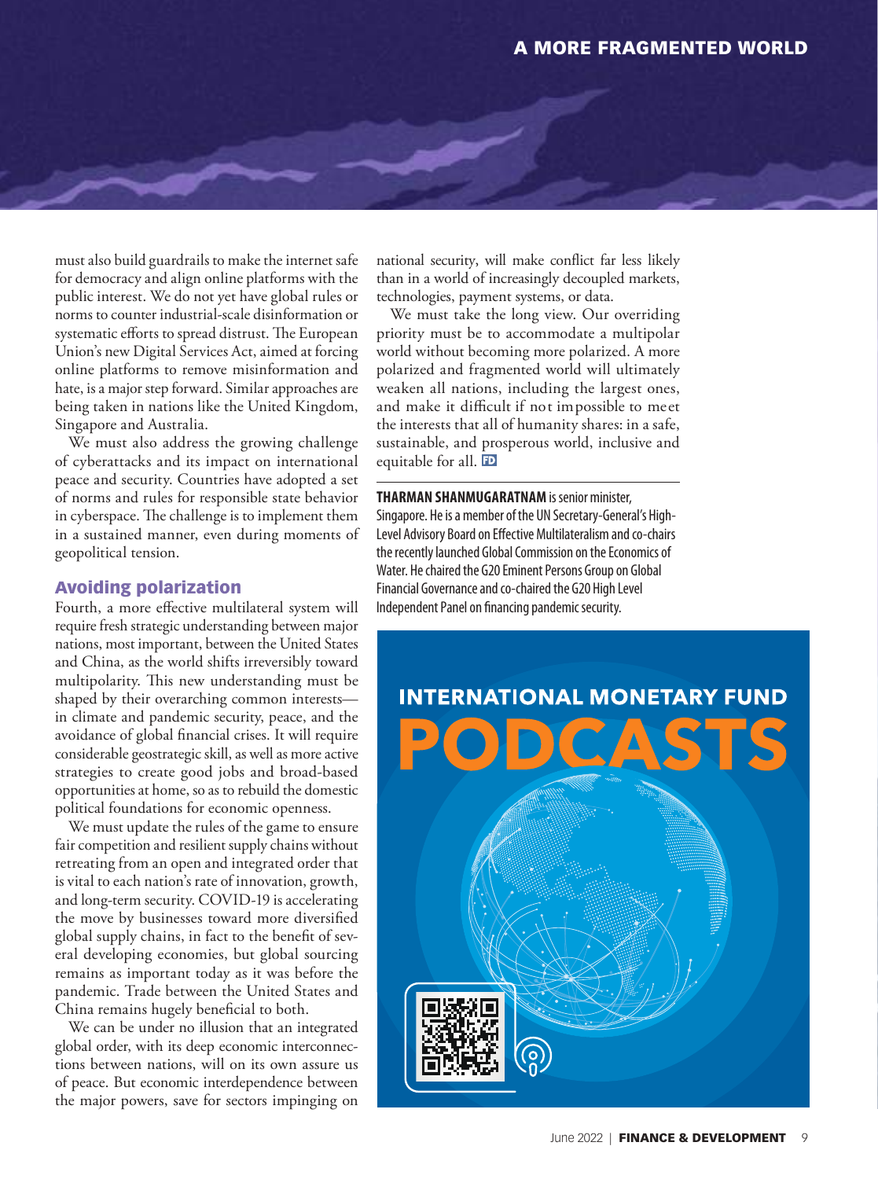must also build guardrails to make the internet safe for democracy and align online platforms with the public interest. We do not yet have global rules or norms to counter industrial-scale disinformation or systematic efforts to spread distrust. The European Union's new Digital Services Act, aimed at forcing online platforms to remove misinformation and hate, is a major step forward. Similar approaches are being taken in nations like the United Kingdom, Singapore and Australia.

We must also address the growing challenge of cyberattacks and its impact on international peace and security. Countries have adopted a set of norms and rules for responsible state behavior in cyberspace. The challenge is to implement them in a sustained manner, even during moments of geopolitical tension.

## Avoiding polarization

Fourth, a more effective multilateral system will require fresh strategic understanding between major nations, most important, between the United States and China, as the world shifts irreversibly toward multipolarity. This new understanding must be shaped by their overarching common interests—in climate and pandemic security, peace, and the avoidance of global financial crises. It will require considerable geostrategic skill, as well as more active strategies to create good jobs and broad-based opportunities at home, so as to rebuild the domestic political foundations for economic openness.

We must update the rules of the game to ensure fair competition and resilient supply chains without retreating from an open and integrated order that is vital to each nation's rate of innovation, growth, and long-term security. COVID-19 is accelerating the move by businesses toward more diversified global supply chains, in fact to the benefit of several developing economies, but global sourcing remains as important today as it was before the pandemic. Trade between the United States and China remains hugely beneficial to both.

We can be under no illusion that an integrated global order, with its deep economic interconnections between nations, will on its own assure us of peace. But economic interdependence between the major powers, save for sectors impinging on national security, will make conflict far less likely than in a world of increasingly decoupled markets, technologies, payment systems, or data.

We must take the long view. Our overriding priority must be to accommodate a multipolar world without becoming more polarized. A more polarized and fragmented world will ultimately weaken all nations, including the largest ones, and make it difficult if not impossible to meet the interests that all of humanity shares: in a safe, sustainable, and prosperous world, inclusive and equitable for all.

---

**THARMAN SHANMUGARATNAM** is senior minister, Singapore. He is a member of the UN Secretary-General's High-Level Advisory Board on Effective Multilateralism and co-chairs the recently launched Global Commission on the Economics of Water. He chaired the G20 Eminent Persons Group on Global Financial Governance and co-chaired the G20 High Level Independent Panel on financing pandemic security.

INTERNATIONAL MONETARY FUND
PODCASTS